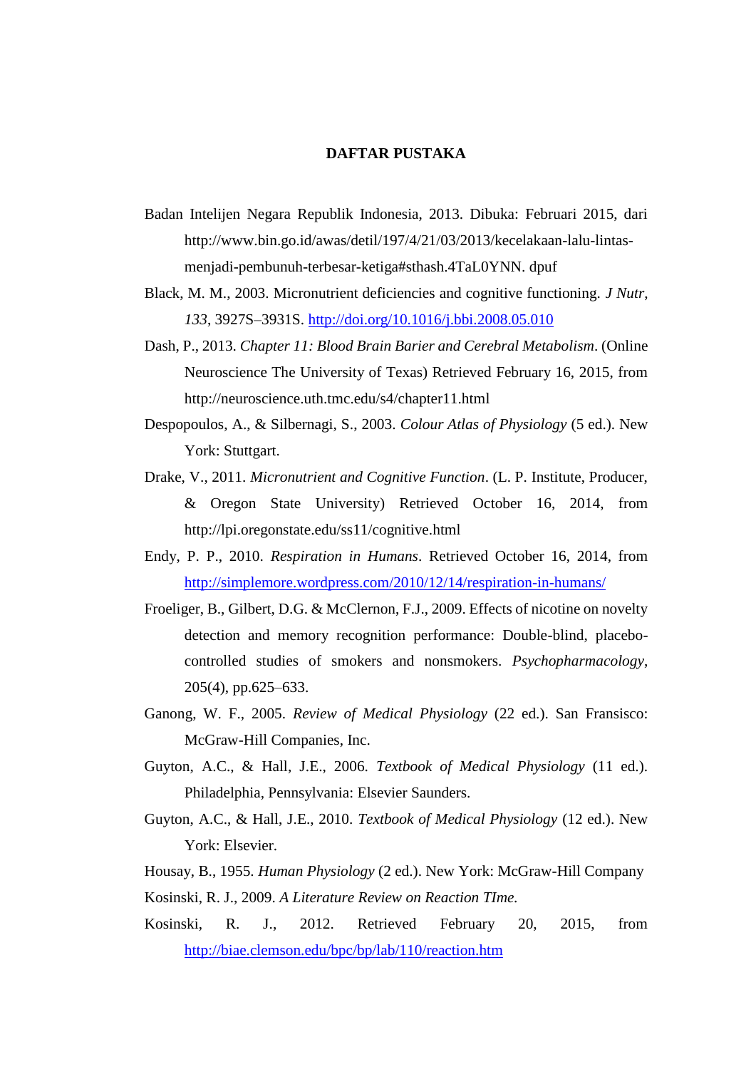# DAFTAR PUSTAKA

Badan Intelijen Negara Republik Indonesia, 2013. Dibuka: Februari 2015, dari http://www.bin.go.id/awas/detil/197/4/21/03/2013/kecelakaan-lalu-lintas-menjadi-pembunuh-terbesar-ketiga#sthash.4TaL0YNN. dpuf

Black, M. M., 2003. Micronutrient deficiencies and cognitive functioning. *J Nutr*, *133*, 3927S–3931S. http://doi.org/10.1016/j.bbi.2008.05.010

Dash, P., 2013. *Chapter 11: Blood Brain Barier and Cerebral Metabolism*. (Online Neuroscience The University of Texas) Retrieved February 16, 2015, from http://neuroscience.uth.tmc.edu/s4/chapter11.html

Despopoulos, A., & Silbernagi, S., 2003. *Colour Atlas of Physiology* (5 ed.). New York: Stuttgart.

Drake, V., 2011. *Micronutrient and Cognitive Function*. (L. P. Institute, Producer, & Oregon State University) Retrieved October 16, 2014, from http://lpi.oregonstate.edu/ss11/cognitive.html

Endy, P. P., 2010. *Respiration in Humans*. Retrieved October 16, 2014, from http://simplemore.wordpress.com/2010/12/14/respiration-in-humans/

Froeliger, B., Gilbert, D.G. & McClernon, F.J., 2009. Effects of nicotine on novelty detection and memory recognition performance: Double-blind, placebo-controlled studies of smokers and nonsmokers. *Psychopharmacology*, 205(4), pp.625–633.

Ganong, W. F., 2005. *Review of Medical Physiology* (22 ed.). San Fransisco: McGraw-Hill Companies, Inc.

Guyton, A.C., & Hall, J.E., 2006. *Textbook of Medical Physiology* (11 ed.). Philadelphia, Pennsylvania: Elsevier Saunders.

Guyton, A.C., & Hall, J.E., 2010. *Textbook of Medical Physiology* (12 ed.). New York: Elsevier.

Housay, B., 1955. *Human Physiology* (2 ed.). New York: McGraw-Hill Company

Kosinski, R. J., 2009. *A Literature Review on Reaction TIme.*

Kosinski, R. J., 2012. Retrieved February 20, 2015, from http://biae.clemson.edu/bpc/bp/lab/110/reaction.htm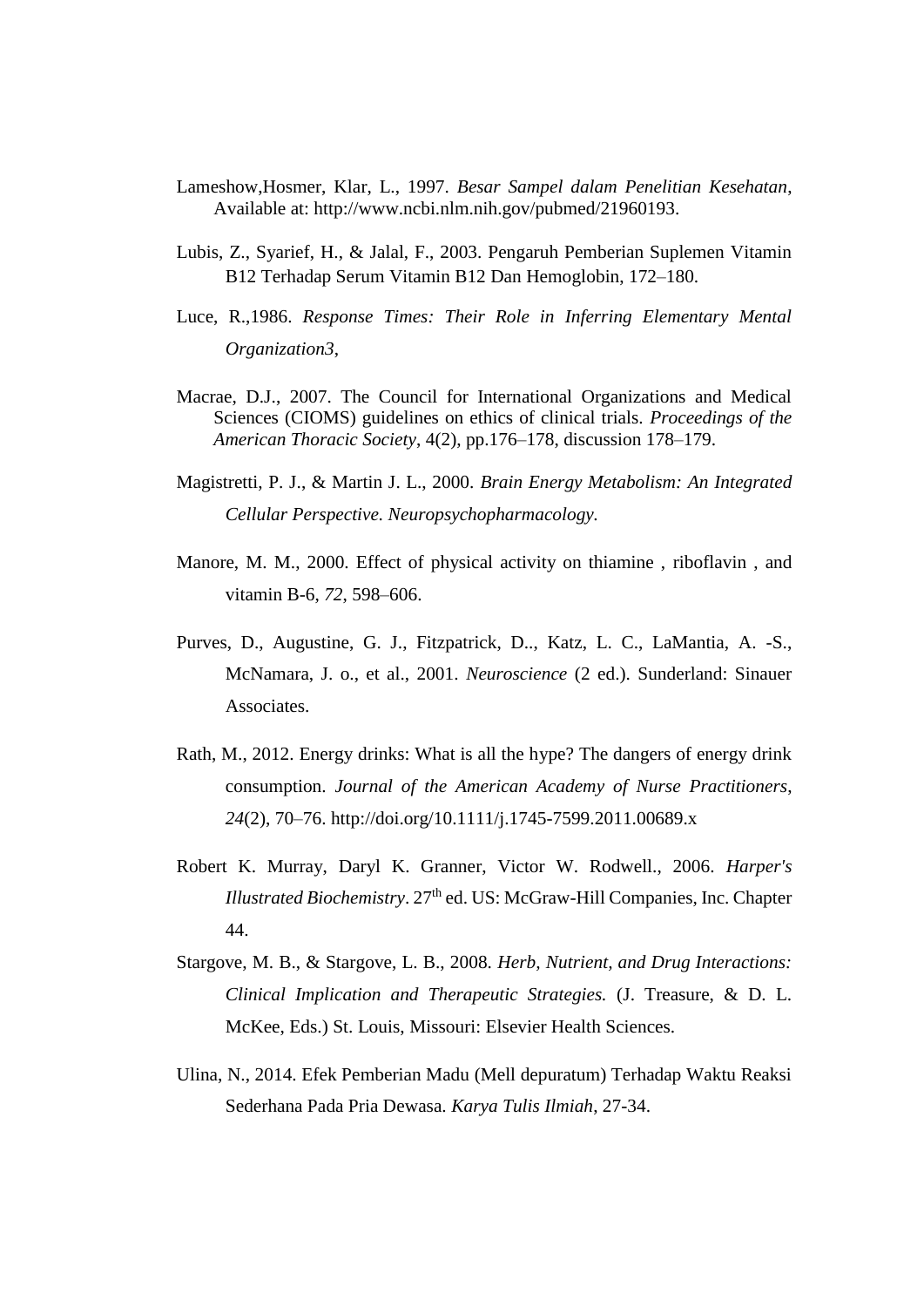Lameshow,Hosmer, Klar, L., 1997. *Besar Sampel dalam Penelitian Kesehatan*, Available at: http://www.ncbi.nlm.nih.gov/pubmed/21960193.

Lubis, Z., Syarief, H., & Jalal, F., 2003. Pengaruh Pemberian Suplemen Vitamin B12 Terhadap Serum Vitamin B12 Dan Hemoglobin, 172–180.

Luce, R.,1986. *Response Times: Their Role in Inferring Elementary Mental Organization3*,

Macrae, D.J., 2007. The Council for International Organizations and Medical Sciences (CIOMS) guidelines on ethics of clinical trials. *Proceedings of the American Thoracic Society*, 4(2), pp.176–178, discussion 178–179.

Magistretti, P. J., & Martin J. L., 2000. *Brain Energy Metabolism: An Integrated Cellular Perspective. Neuropsychopharmacology.*

Manore, M. M., 2000. Effect of physical activity on thiamine , riboflavin , and vitamin B-6, *72*, 598–606.

Purves, D., Augustine, G. J., Fitzpatrick, D.., Katz, L. C., LaMantia, A. -S., McNamara, J. o., et al., 2001. *Neuroscience* (2 ed.). Sunderland: Sinauer Associates.

Rath, M., 2012. Energy drinks: What is all the hype? The dangers of energy drink consumption. *Journal of the American Academy of Nurse Practitioners*, *24*(2), 70–76. http://doi.org/10.1111/j.1745-7599.2011.00689.x

Robert K. Murray, Daryl K. Granner, Victor W. Rodwell., 2006. *Harper's Illustrated Biochemistry*. 27th ed. US: McGraw-Hill Companies, Inc. Chapter 44.

Stargove, M. B., & Stargove, L. B., 2008. *Herb, Nutrient, and Drug Interactions: Clinical Implication and Therapeutic Strategies.* (J. Treasure, & D. L. McKee, Eds.) St. Louis, Missouri: Elsevier Health Sciences.

Ulina, N., 2014. Efek Pemberian Madu (Mell depuratum) Terhadap Waktu Reaksi Sederhana Pada Pria Dewasa. *Karya Tulis Ilmiah*, 27-34.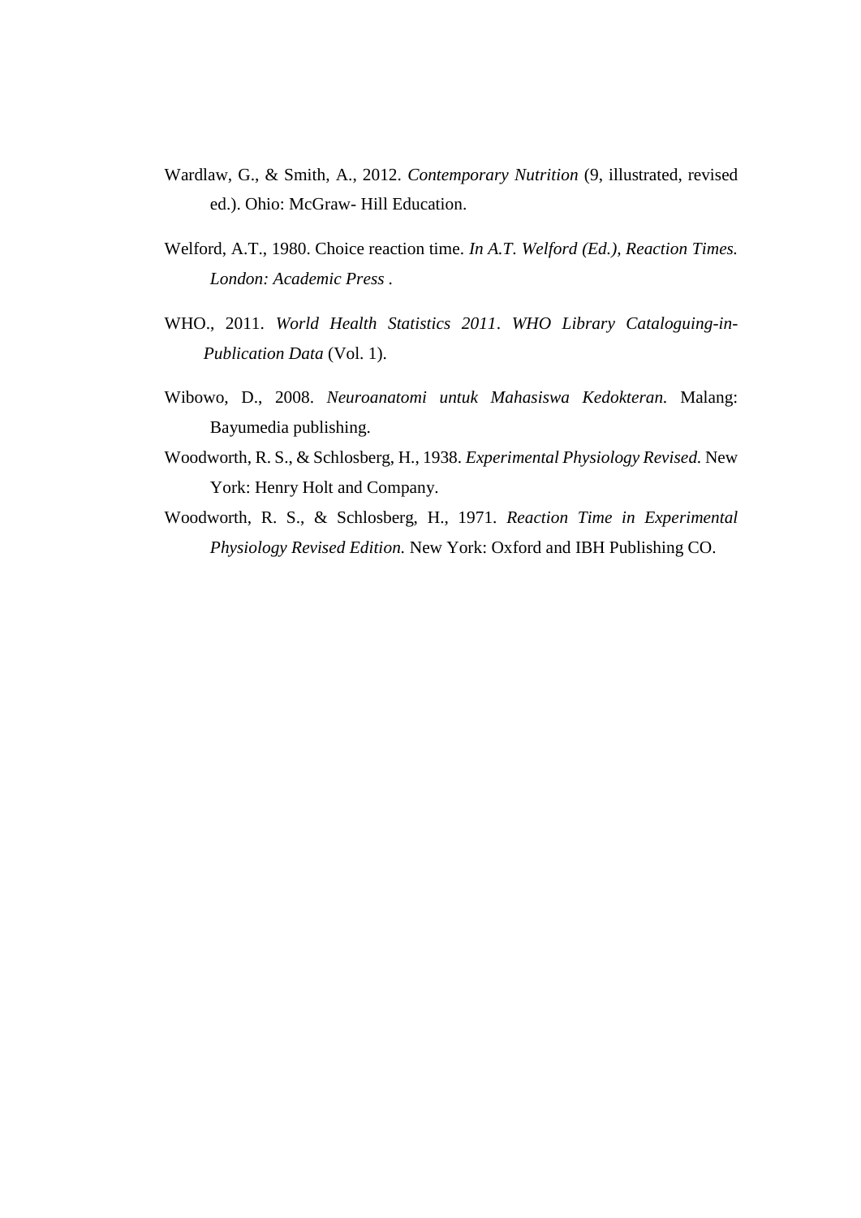Wardlaw, G., & Smith, A., 2012. *Contemporary Nutrition* (9, illustrated, revised ed.). Ohio: McGraw- Hill Education.

Welford, A.T., 1980. Choice reaction time. *In A.T. Welford (Ed.), Reaction Times. London: Academic Press* .

WHO., 2011. *World Health Statistics 2011*. *WHO Library Cataloguing-in-Publication Data* (Vol. 1).

Wibowo, D., 2008. *Neuroanatomi untuk Mahasiswa Kedokteran.* Malang: Bayumedia publishing.

Woodworth, R. S., & Schlosberg, H., 1938. *Experimental Physiology Revised.* New York: Henry Holt and Company.

Woodworth, R. S., & Schlosberg, H., 1971. *Reaction Time in Experimental Physiology Revised Edition.* New York: Oxford and IBH Publishing CO.